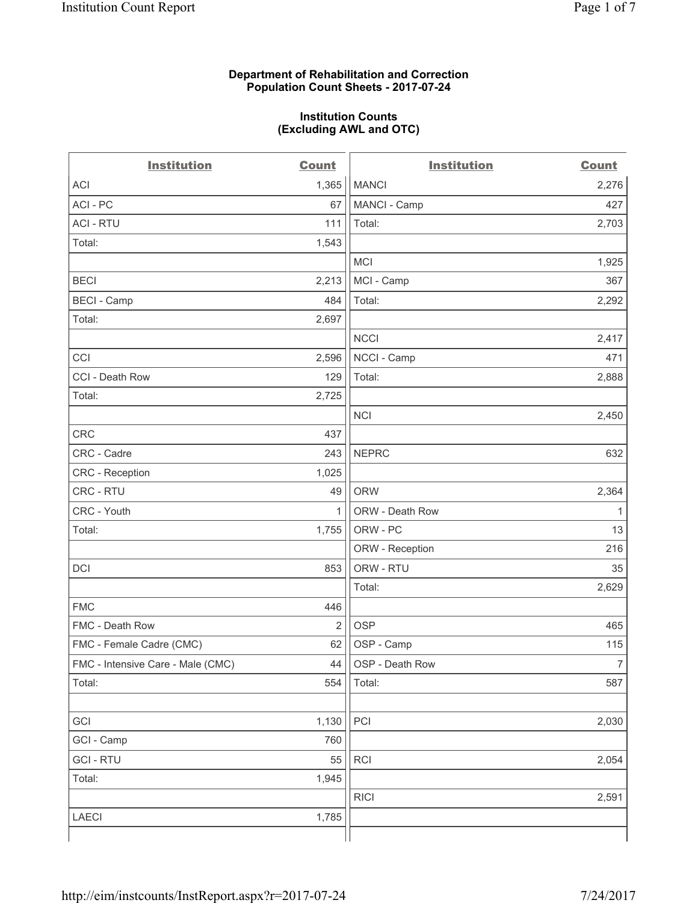**Department of Rehabilitation and Correction**
**Population Count Sheets - 2017-07-24**

**Institution Counts**
**(Excluding AWL and OTC)**

| Institution | Count | Institution | Count |
|---|---|---|---|
| ACI | 1,365 | MANCI | 2,276 |
| ACI - PC | 67 | MANCI - Camp | 427 |
| ACI - RTU | 111 | Total: | 2,703 |
| Total: | 1,543 | | |
| | | MCI | 1,925 |
| BECI | 2,213 | MCI - Camp | 367 |
| BECI - Camp | 484 | Total: | 2,292 |
| Total: | 2,697 | | |
| | | NCCI | 2,417 |
| CCI | 2,596 | NCCI - Camp | 471 |
| CCI - Death Row | 129 | Total: | 2,888 |
| Total: | 2,725 | | |
| | | NCI | 2,450 |
| CRC | 437 | | |
| CRC - Cadre | 243 | NEPRC | 632 |
| CRC - Reception | 1,025 | | |
| CRC - RTU | 49 | ORW | 2,364 |
| CRC - Youth | 1 | ORW - Death Row | 1 |
| Total: | 1,755 | ORW - PC | 13 |
| | | ORW - Reception | 216 |
| DCI | 853 | ORW - RTU | 35 |
| | | Total: | 2,629 |
| FMC | 446 | | |
| FMC - Death Row | 2 | OSP | 465 |
| FMC - Female Cadre (CMC) | 62 | OSP - Camp | 115 |
| FMC - Intensive Care - Male (CMC) | 44 | OSP - Death Row | 7 |
| Total: | 554 | Total: | 587 |
| | | | |
| GCI | 1,130 | PCI | 2,030 |
| GCI - Camp | 760 | | |
| GCI - RTU | 55 | RCI | 2,054 |
| Total: | 1,945 | | |
| | | RICI | 2,591 |
| LAECI | 1,785 | | |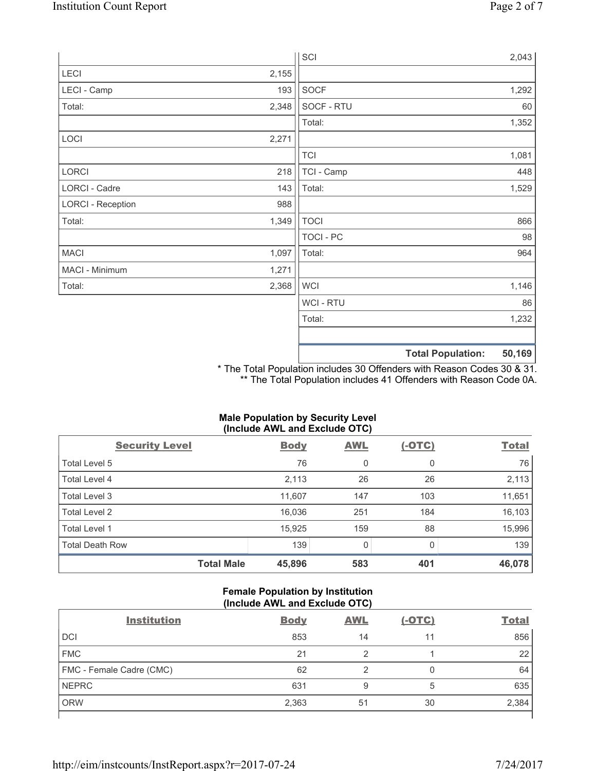| | | | |
|---|---|---|---|
| | | SCI | 2,043 |
| LECI | 2,155 | | |
| LECI - Camp | 193 | SOCF | 1,292 |
| Total: | 2,348 | SOCF - RTU | 60 |
| | | Total: | 1,352 |
| LOCI | 2,271 | | |
| | | TCI | 1,081 |
| LORCI | 218 | TCI - Camp | 448 |
| LORCI - Cadre | 143 | Total: | 1,529 |
| LORCI - Reception | 988 | | |
| Total: | 1,349 | TOCI | 866 |
| | | TOCI - PC | 98 |
| MACI | 1,097 | Total: | 964 |
| MACI - Minimum | 1,271 | | |
| Total: | 2,368 | WCI | 1,146 |
| | | WCI - RTU | 86 |
| | | Total: | 1,232 |
| | | | |
| | | **Total Population:** | **50,169** |

\* The Total Population includes 30 Offenders with Reason Codes 30 & 31.
\*\* The Total Population includes 41 Offenders with Reason Code 0A.

### Male Population by Security Level (Include AWL and Exclude OTC)

| Security Level | Body | AWL | (-OTC) | Total |
|---|---|---|---|---|
| Total Level 5 | 76 | 0 | 0 | 76 |
| Total Level 4 | 2,113 | 26 | 26 | 2,113 |
| Total Level 3 | 11,607 | 147 | 103 | 11,651 |
| Total Level 2 | 16,036 | 251 | 184 | 16,103 |
| Total Level 1 | 15,925 | 159 | 88 | 15,996 |
| Total Death Row | 139 | 0 | 0 | 139 |
| **Total Male** | **45,896** | **583** | **401** | **46,078** |

### Female Population by Institution (Include AWL and Exclude OTC)

| Institution | Body | AWL | (-OTC) | Total |
|---|---|---|---|---|
| DCI | 853 | 14 | 11 | 856 |
| FMC | 21 | 2 | 1 | 22 |
| FMC - Female Cadre (CMC) | 62 | 2 | 0 | 64 |
| NEPRC | 631 | 9 | 5 | 635 |
| ORW | 2,363 | 51 | 30 | 2,384 |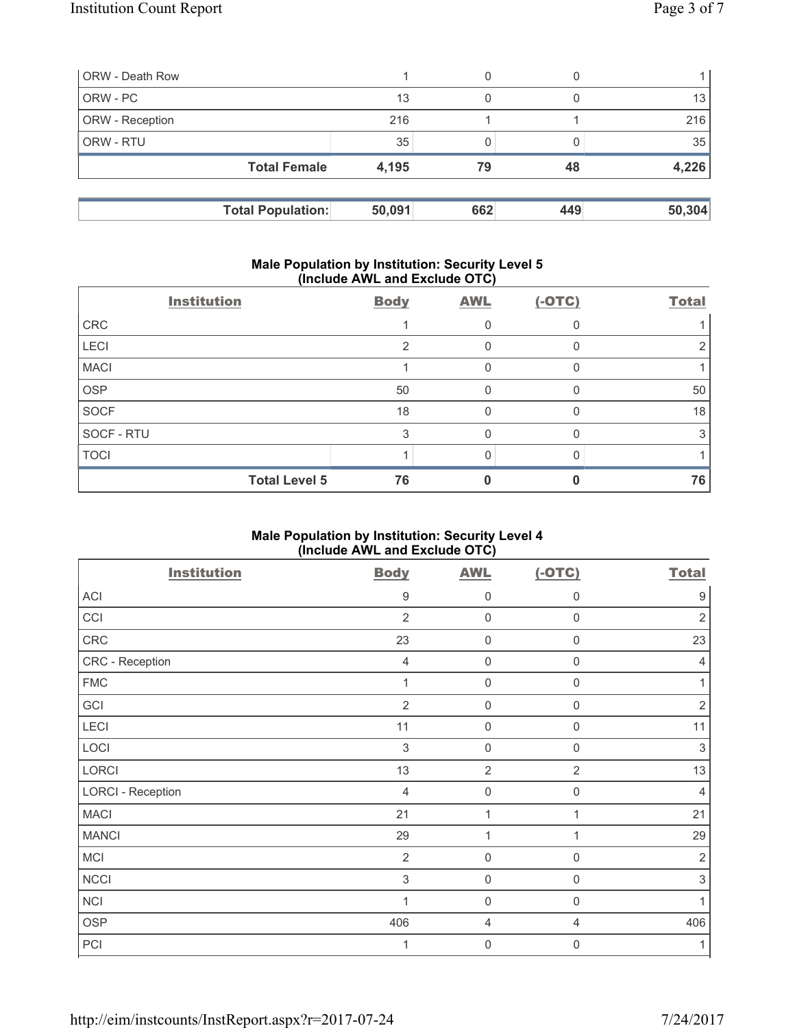| ORW - Death Row | 1 | 0 | 0 | 1 |
|---|---|---|---|---|
| ORW - PC | 13 | 0 | 0 | 13 |
| ORW - Reception | 216 | 1 | 1 | 216 |
| ORW - RTU | 35 | 0 | 0 | 35 |
| **Total Female** | **4,195** | **79** | **48** | **4,226** |

| **Total Population:** | **50,091** | **662** | **449** | **50,304** |
|---|---|---|---|---|

### Male Population by Institution: Security Level 5 (Include AWL and Exclude OTC)

| Institution | Body | AWL | (-OTC) | Total |
|---|---|---|---|---|
| CRC | 1 | 0 | 0 | 1 |
| LECI | 2 | 0 | 0 | 2 |
| MACI | 1 | 0 | 0 | 1 |
| OSP | 50 | 0 | 0 | 50 |
| SOCF | 18 | 0 | 0 | 18 |
| SOCF - RTU | 3 | 0 | 0 | 3 |
| TOCI | 1 | 0 | 0 | 1 |
| **Total Level 5** | **76** | **0** | **0** | **76** |

### Male Population by Institution: Security Level 4 (Include AWL and Exclude OTC)

| Institution | Body | AWL | (-OTC) | Total |
|---|---|---|---|---|
| ACI | 9 | 0 | 0 | 9 |
| CCI | 2 | 0 | 0 | 2 |
| CRC | 23 | 0 | 0 | 23 |
| CRC - Reception | 4 | 0 | 0 | 4 |
| FMC | 1 | 0 | 0 | 1 |
| GCI | 2 | 0 | 0 | 2 |
| LECI | 11 | 0 | 0 | 11 |
| LOCI | 3 | 0 | 0 | 3 |
| LORCI | 13 | 2 | 2 | 13 |
| LORCI - Reception | 4 | 0 | 0 | 4 |
| MACI | 21 | 1 | 1 | 21 |
| MANCI | 29 | 1 | 1 | 29 |
| MCI | 2 | 0 | 0 | 2 |
| NCCI | 3 | 0 | 0 | 3 |
| NCI | 1 | 0 | 0 | 1 |
| OSP | 406 | 4 | 4 | 406 |
| PCI | 1 | 0 | 0 | 1 |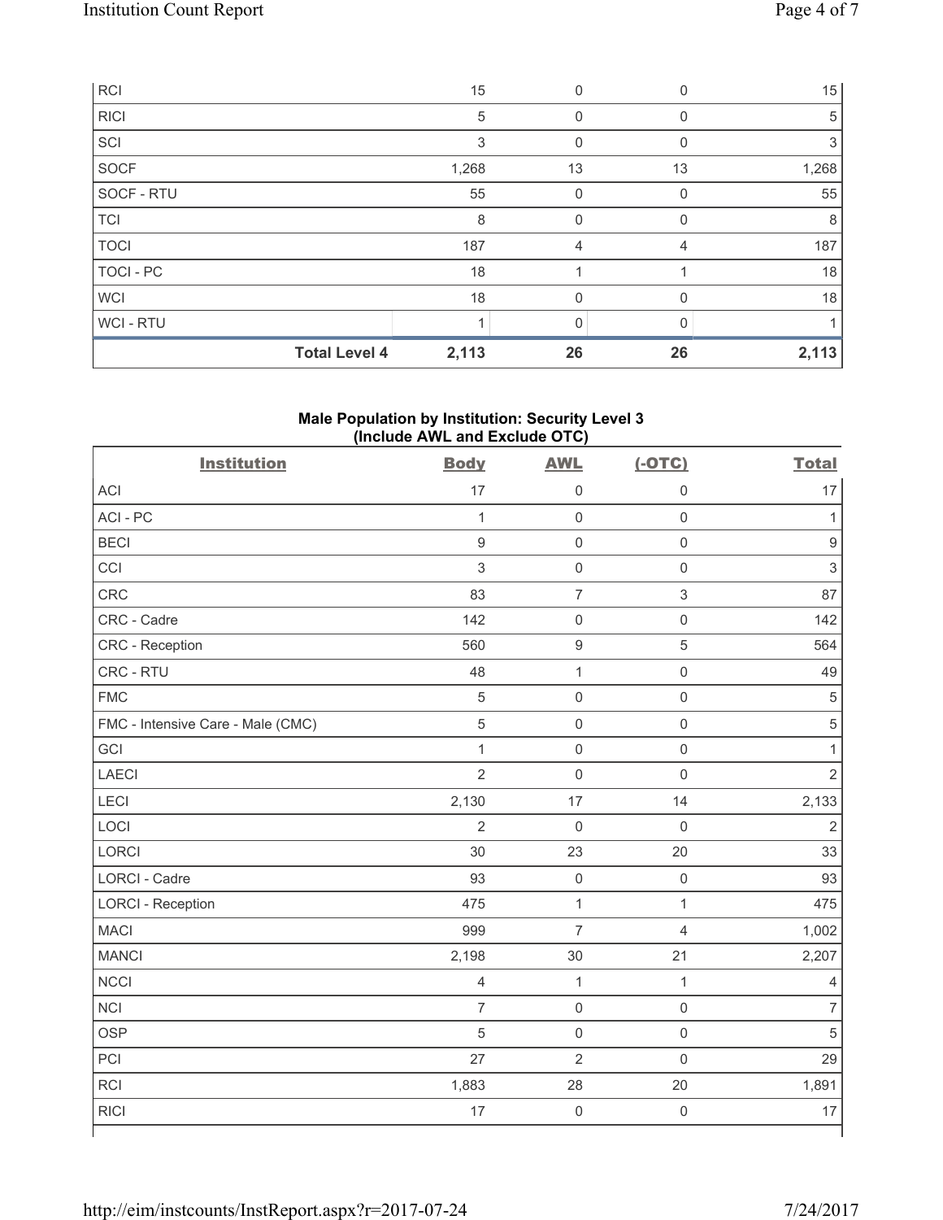| | Body | AWL | (-OTC) | Total |
|---|---|---|---|---|
| RCI | 15 | 0 | 0 | 15 |
| RICI | 5 | 0 | 0 | 5 |
| SCI | 3 | 0 | 0 | 3 |
| SOCF | 1,268 | 13 | 13 | 1,268 |
| SOCF - RTU | 55 | 0 | 0 | 55 |
| TCI | 8 | 0 | 0 | 8 |
| TOCI | 187 | 4 | 4 | 187 |
| TOCI - PC | 18 | 1 | 1 | 18 |
| WCI | 18 | 0 | 0 | 18 |
| WCI - RTU | 1 | 0 | 0 | 1 |
| **Total Level 4** | **2,113** | **26** | **26** | **2,113** |

**Male Population by Institution: Security Level 3 (Include AWL and Exclude OTC)**

| Institution | Body | AWL | (-OTC) | Total |
|---|---|---|---|---|
| ACI | 17 | 0 | 0 | 17 |
| ACI - PC | 1 | 0 | 0 | 1 |
| BECI | 9 | 0 | 0 | 9 |
| CCI | 3 | 0 | 0 | 3 |
| CRC | 83 | 7 | 3 | 87 |
| CRC - Cadre | 142 | 0 | 0 | 142 |
| CRC - Reception | 560 | 9 | 5 | 564 |
| CRC - RTU | 48 | 1 | 0 | 49 |
| FMC | 5 | 0 | 0 | 5 |
| FMC - Intensive Care - Male (CMC) | 5 | 0 | 0 | 5 |
| GCI | 1 | 0 | 0 | 1 |
| LAECI | 2 | 0 | 0 | 2 |
| LECI | 2,130 | 17 | 14 | 2,133 |
| LOCI | 2 | 0 | 0 | 2 |
| LORCI | 30 | 23 | 20 | 33 |
| LORCI - Cadre | 93 | 0 | 0 | 93 |
| LORCI - Reception | 475 | 1 | 1 | 475 |
| MACI | 999 | 7 | 4 | 1,002 |
| MANCI | 2,198 | 30 | 21 | 2,207 |
| NCCI | 4 | 1 | 1 | 4 |
| NCI | 7 | 0 | 0 | 7 |
| OSP | 5 | 0 | 0 | 5 |
| PCI | 27 | 2 | 0 | 29 |
| RCI | 1,883 | 28 | 20 | 1,891 |
| RICI | 17 | 0 | 0 | 17 |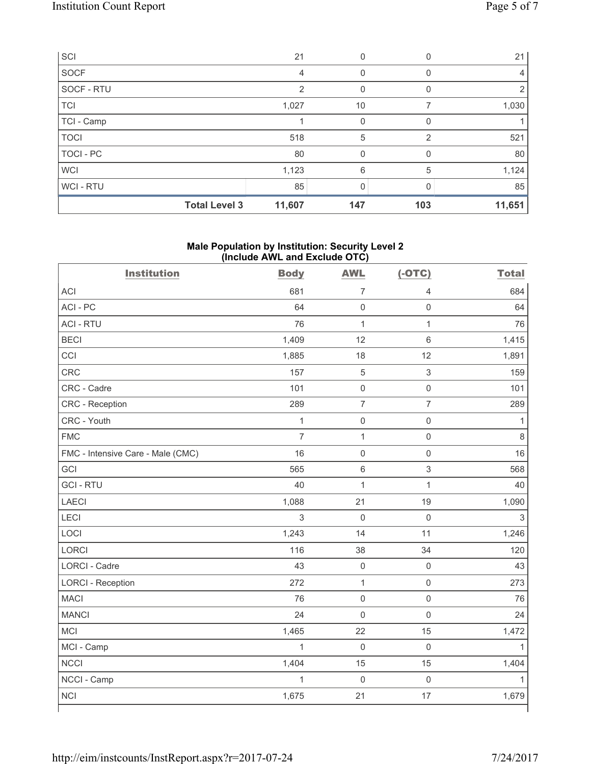| SCI | 21 | 0 | 0 | 21 |
|---|---|---|---|---|
| SOCF | 4 | 0 | 0 | 4 |
| SOCF - RTU | 2 | 0 | 0 | 2 |
| TCI | 1,027 | 10 | 7 | 1,030 |
| TCI - Camp | 1 | 0 | 0 | 1 |
| TOCI | 518 | 5 | 2 | 521 |
| TOCI - PC | 80 | 0 | 0 | 80 |
| WCI | 1,123 | 6 | 5 | 1,124 |
| WCI - RTU | 85 | 0 | 0 | 85 |
| **Total Level 3** | **11,607** | **147** | **103** | **11,651** |

**Male Population by Institution: Security Level 2 (Include AWL and Exclude OTC)**

| Institution | Body | AWL | (-OTC) | Total |
|---|---|---|---|---|
| ACI | 681 | 7 | 4 | 684 |
| ACI - PC | 64 | 0 | 0 | 64 |
| ACI - RTU | 76 | 1 | 1 | 76 |
| BECI | 1,409 | 12 | 6 | 1,415 |
| CCI | 1,885 | 18 | 12 | 1,891 |
| CRC | 157 | 5 | 3 | 159 |
| CRC - Cadre | 101 | 0 | 0 | 101 |
| CRC - Reception | 289 | 7 | 7 | 289 |
| CRC - Youth | 1 | 0 | 0 | 1 |
| FMC | 7 | 1 | 0 | 8 |
| FMC - Intensive Care - Male (CMC) | 16 | 0 | 0 | 16 |
| GCI | 565 | 6 | 3 | 568 |
| GCI - RTU | 40 | 1 | 1 | 40 |
| LAECI | 1,088 | 21 | 19 | 1,090 |
| LECI | 3 | 0 | 0 | 3 |
| LOCI | 1,243 | 14 | 11 | 1,246 |
| LORCI | 116 | 38 | 34 | 120 |
| LORCI - Cadre | 43 | 0 | 0 | 43 |
| LORCI - Reception | 272 | 1 | 0 | 273 |
| MACI | 76 | 0 | 0 | 76 |
| MANCI | 24 | 0 | 0 | 24 |
| MCI | 1,465 | 22 | 15 | 1,472 |
| MCI - Camp | 1 | 0 | 0 | 1 |
| NCCI | 1,404 | 15 | 15 | 1,404 |
| NCCI - Camp | 1 | 0 | 0 | 1 |
| NCI | 1,675 | 21 | 17 | 1,679 |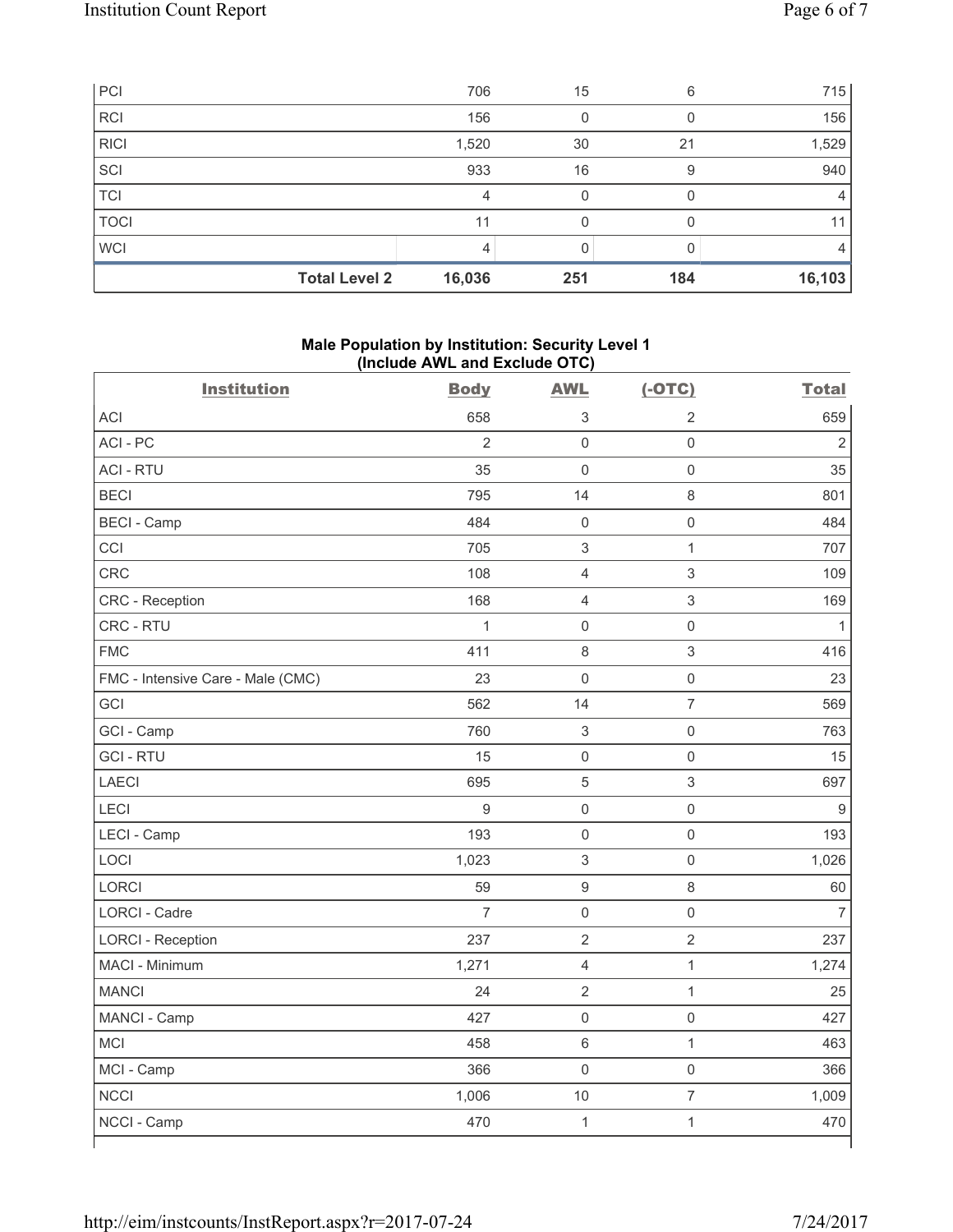| | | | | |
|---|---|---|---|---|
| PCI | 706 | 15 | 6 | 715 |
| RCI | 156 | 0 | 0 | 156 |
| RICI | 1,520 | 30 | 21 | 1,529 |
| SCI | 933 | 16 | 9 | 940 |
| TCI | 4 | 0 | 0 | 4 |
| TOCI | 11 | 0 | 0 | 11 |
| WCI | 4 | 0 | 0 | 4 |
| **Total Level 2** | **16,036** | **251** | **184** | **16,103** |

### Male Population by Institution: Security Level 1 (Include AWL and Exclude OTC)

| Institution | Body | AWL | (-OTC) | Total |
|---|---|---|---|---|
| ACI | 658 | 3 | 2 | 659 |
| ACI - PC | 2 | 0 | 0 | 2 |
| ACI - RTU | 35 | 0 | 0 | 35 |
| BECI | 795 | 14 | 8 | 801 |
| BECI - Camp | 484 | 0 | 0 | 484 |
| CCI | 705 | 3 | 1 | 707 |
| CRC | 108 | 4 | 3 | 109 |
| CRC - Reception | 168 | 4 | 3 | 169 |
| CRC - RTU | 1 | 0 | 0 | 1 |
| FMC | 411 | 8 | 3 | 416 |
| FMC - Intensive Care - Male (CMC) | 23 | 0 | 0 | 23 |
| GCI | 562 | 14 | 7 | 569 |
| GCI - Camp | 760 | 3 | 0 | 763 |
| GCI - RTU | 15 | 0 | 0 | 15 |
| LAECI | 695 | 5 | 3 | 697 |
| LECI | 9 | 0 | 0 | 9 |
| LECI - Camp | 193 | 0 | 0 | 193 |
| LOCI | 1,023 | 3 | 0 | 1,026 |
| LORCI | 59 | 9 | 8 | 60 |
| LORCI - Cadre | 7 | 0 | 0 | 7 |
| LORCI - Reception | 237 | 2 | 2 | 237 |
| MACI - Minimum | 1,271 | 4 | 1 | 1,274 |
| MANCI | 24 | 2 | 1 | 25 |
| MANCI - Camp | 427 | 0 | 0 | 427 |
| MCI | 458 | 6 | 1 | 463 |
| MCI - Camp | 366 | 0 | 0 | 366 |
| NCCI | 1,006 | 10 | 7 | 1,009 |
| NCCI - Camp | 470 | 1 | 1 | 470 |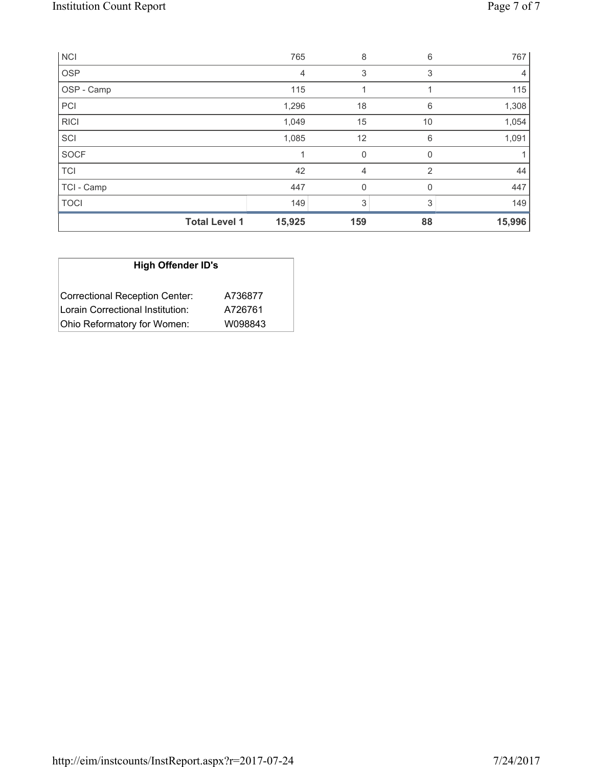| | | | | |
|---|---|---|---|---|
| NCI | 765 | 8 | 6 | 767 |
| OSP | 4 | 3 | 3 | 4 |
| OSP - Camp | 115 | 1 | 1 | 115 |
| PCI | 1,296 | 18 | 6 | 1,308 |
| RICI | 1,049 | 15 | 10 | 1,054 |
| SCI | 1,085 | 12 | 6 | 1,091 |
| SOCF | 1 | 0 | 0 | 1 |
| TCI | 42 | 4 | 2 | 44 |
| TCI - Camp | 447 | 0 | 0 | 447 |
| TOCI | 149 | 3 | 3 | 149 |
| **Total Level 1** | **15,925** | **159** | **88** | **15,996** |

| **High Offender ID's** | |
|---|---|
| Correctional Reception Center: | A736877 |
| Lorain Correctional Institution: | A726761 |
| Ohio Reformatory for Women: | W098843 |